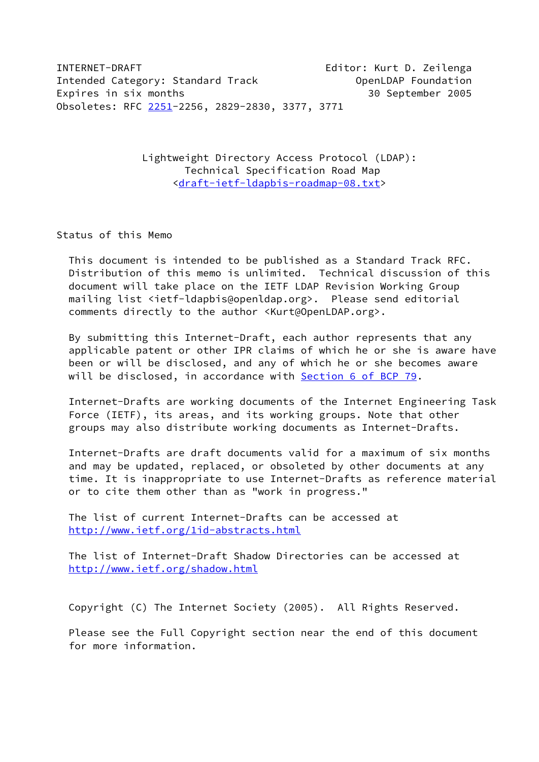INTERNET-DRAFT                                    Editor: Kurt D. Zeilenga
Intended Category: Standard Track                     OpenLDAP Foundation
Expires in six months                                   30 September 2005
Obsoletes: RFC 2251-2256, 2829-2830, 3377, 3771

# Lightweight Directory Access Protocol (LDAP): Technical Specification Road Map

<draft-ietf-ldapbis-roadmap-08.txt>

## Status of this Memo

This document is intended to be published as a Standard Track RFC. Distribution of this memo is unlimited. Technical discussion of this document will take place on the IETF LDAP Revision Working Group mailing list <ietf-ldapbis@openldap.org>. Please send editorial comments directly to the author <Kurt@OpenLDAP.org>.

By submitting this Internet-Draft, each author represents that any applicable patent or other IPR claims of which he or she is aware have been or will be disclosed, and any of which he or she becomes aware will be disclosed, in accordance with Section 6 of BCP 79.

Internet-Drafts are working documents of the Internet Engineering Task Force (IETF), its areas, and its working groups. Note that other groups may also distribute working documents as Internet-Drafts.

Internet-Drafts are draft documents valid for a maximum of six months and may be updated, replaced, or obsoleted by other documents at any time. It is inappropriate to use Internet-Drafts as reference material or to cite them other than as "work in progress."

The list of current Internet-Drafts can be accessed at http://www.ietf.org/1id-abstracts.html

The list of Internet-Draft Shadow Directories can be accessed at http://www.ietf.org/shadow.html

Copyright (C) The Internet Society (2005). All Rights Reserved.

Please see the Full Copyright section near the end of this document for more information.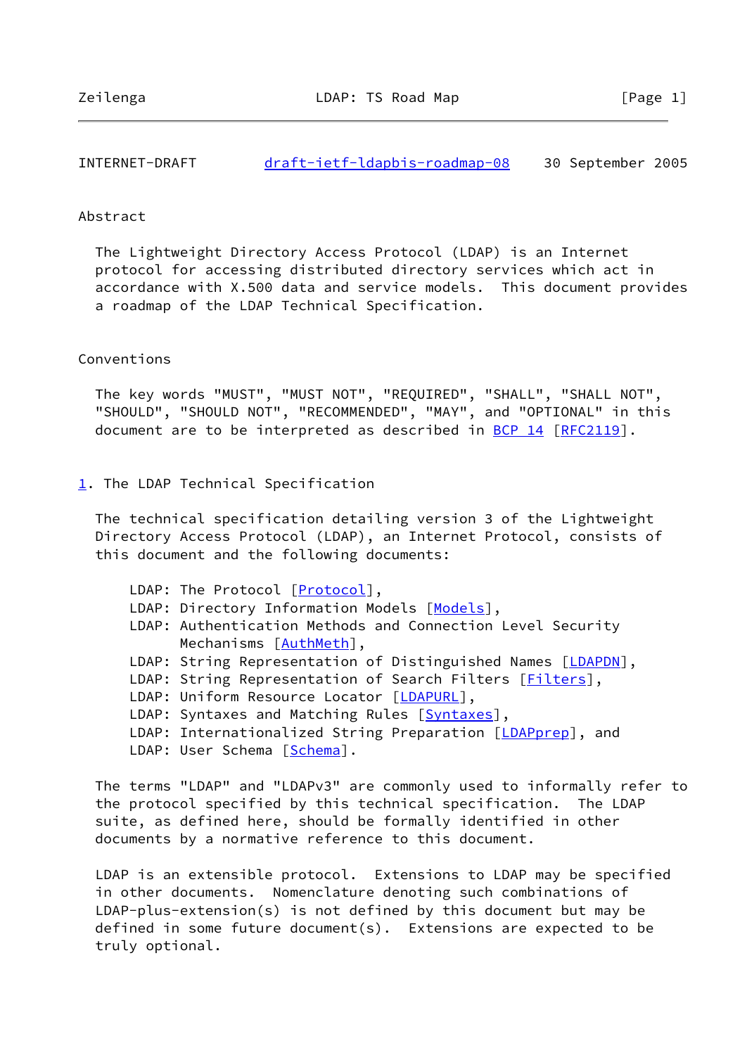INTERNET-DRAFT draft-ietf-ldapbis-roadmap-08 30 September 2005

## Abstract

The Lightweight Directory Access Protocol (LDAP) is an Internet protocol for accessing distributed directory services which act in accordance with X.500 data and service models. This document provides a roadmap of the LDAP Technical Specification.

## Conventions

The key words "MUST", "MUST NOT", "REQUIRED", "SHALL", "SHALL NOT", "SHOULD", "SHOULD NOT", "RECOMMENDED", "MAY", and "OPTIONAL" in this document are to be interpreted as described in BCP 14 [RFC2119].

## 1. The LDAP Technical Specification

The technical specification detailing version 3 of the Lightweight Directory Access Protocol (LDAP), an Internet Protocol, consists of this document and the following documents:

- LDAP: The Protocol [Protocol],
- LDAP: Directory Information Models [Models],
- LDAP: Authentication Methods and Connection Level Security Mechanisms [AuthMeth],
- LDAP: String Representation of Distinguished Names [LDAPDN],
- LDAP: String Representation of Search Filters [Filters],
- LDAP: Uniform Resource Locator [LDAPURL],
- LDAP: Syntaxes and Matching Rules [Syntaxes],
- LDAP: Internationalized String Preparation [LDAPprep], and
- LDAP: User Schema [Schema].

The terms "LDAP" and "LDAPv3" are commonly used to informally refer to the protocol specified by this technical specification. The LDAP suite, as defined here, should be formally identified in other documents by a normative reference to this document.

LDAP is an extensible protocol. Extensions to LDAP may be specified in other documents. Nomenclature denoting such combinations of LDAP-plus-extension(s) is not defined by this document but may be defined in some future document(s). Extensions are expected to be truly optional.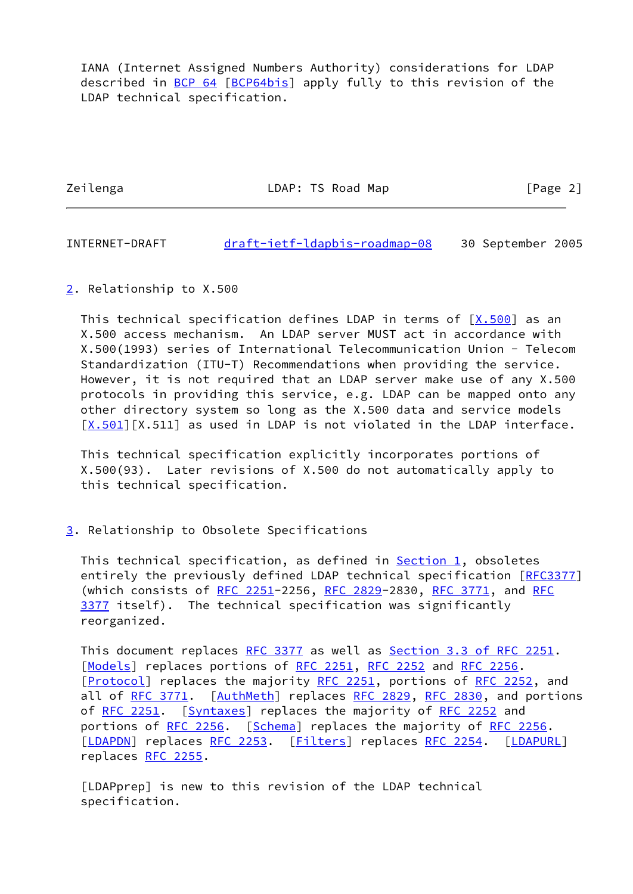IANA (Internet Assigned Numbers Authority) considerations for LDAP described in BCP 64 [BCP64bis] apply fully to this revision of the LDAP technical specification.

## 2. Relationship to X.500

This technical specification defines LDAP in terms of [X.500] as an X.500 access mechanism. An LDAP server MUST act in accordance with X.500(1993) series of International Telecommunication Union - Telecom Standardization (ITU-T) Recommendations when providing the service. However, it is not required that an LDAP server make use of any X.500 protocols in providing this service, e.g. LDAP can be mapped onto any other directory system so long as the X.500 data and service models [X.501][X.511] as used in LDAP is not violated in the LDAP interface.

This technical specification explicitly incorporates portions of X.500(93). Later revisions of X.500 do not automatically apply to this technical specification.

## 3. Relationship to Obsolete Specifications

This technical specification, as defined in Section 1, obsoletes entirely the previously defined LDAP technical specification [RFC3377] (which consists of RFC 2251-2256, RFC 2829-2830, RFC 3771, and RFC 3377 itself). The technical specification was significantly reorganized.

This document replaces RFC 3377 as well as Section 3.3 of RFC 2251. [Models] replaces portions of RFC 2251, RFC 2252 and RFC 2256. [Protocol] replaces the majority RFC 2251, portions of RFC 2252, and all of RFC 3771. [AuthMeth] replaces RFC 2829, RFC 2830, and portions of RFC 2251. [Syntaxes] replaces the majority of RFC 2252 and portions of RFC 2256. [Schema] replaces the majority of RFC 2256. [LDAPDN] replaces RFC 2253. [Filters] replaces RFC 2254. [LDAPURL] replaces RFC 2255.

[LDAPprep] is new to this revision of the LDAP technical specification.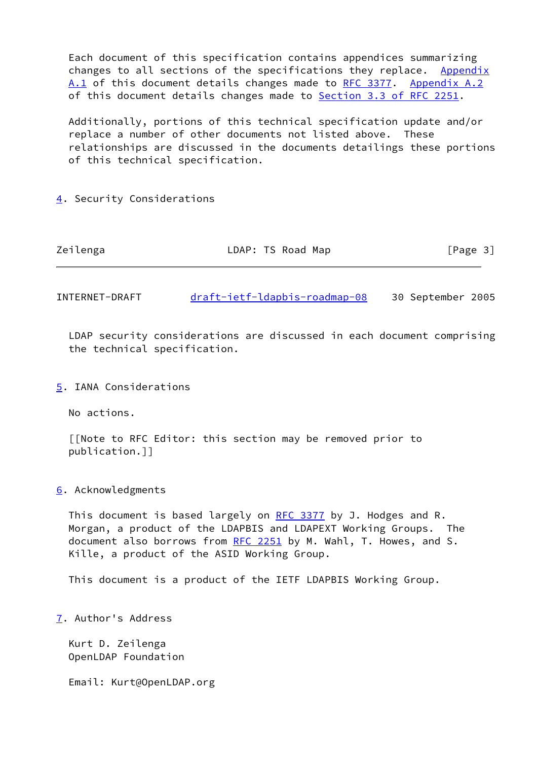Each document of this specification contains appendices summarizing changes to all sections of the specifications they replace. Appendix A.1 of this document details changes made to RFC 3377. Appendix A.2 of this document details changes made to Section 3.3 of RFC 2251.

Additionally, portions of this technical specification update and/or replace a number of other documents not listed above. These relationships are discussed in the documents detailings these portions of this technical specification.

## 4. Security Considerations

LDAP security considerations are discussed in each document comprising the technical specification.

## 5. IANA Considerations

No actions.

[[Note to RFC Editor: this section may be removed prior to publication.]]

## 6. Acknowledgments

This document is based largely on RFC 3377 by J. Hodges and R. Morgan, a product of the LDAPBIS and LDAPEXT Working Groups. The document also borrows from RFC 2251 by M. Wahl, T. Howes, and S. Kille, a product of the ASID Working Group.

This document is a product of the IETF LDAPBIS Working Group.

## 7. Author's Address

Kurt D. Zeilenga
OpenLDAP Foundation

Email: Kurt@OpenLDAP.org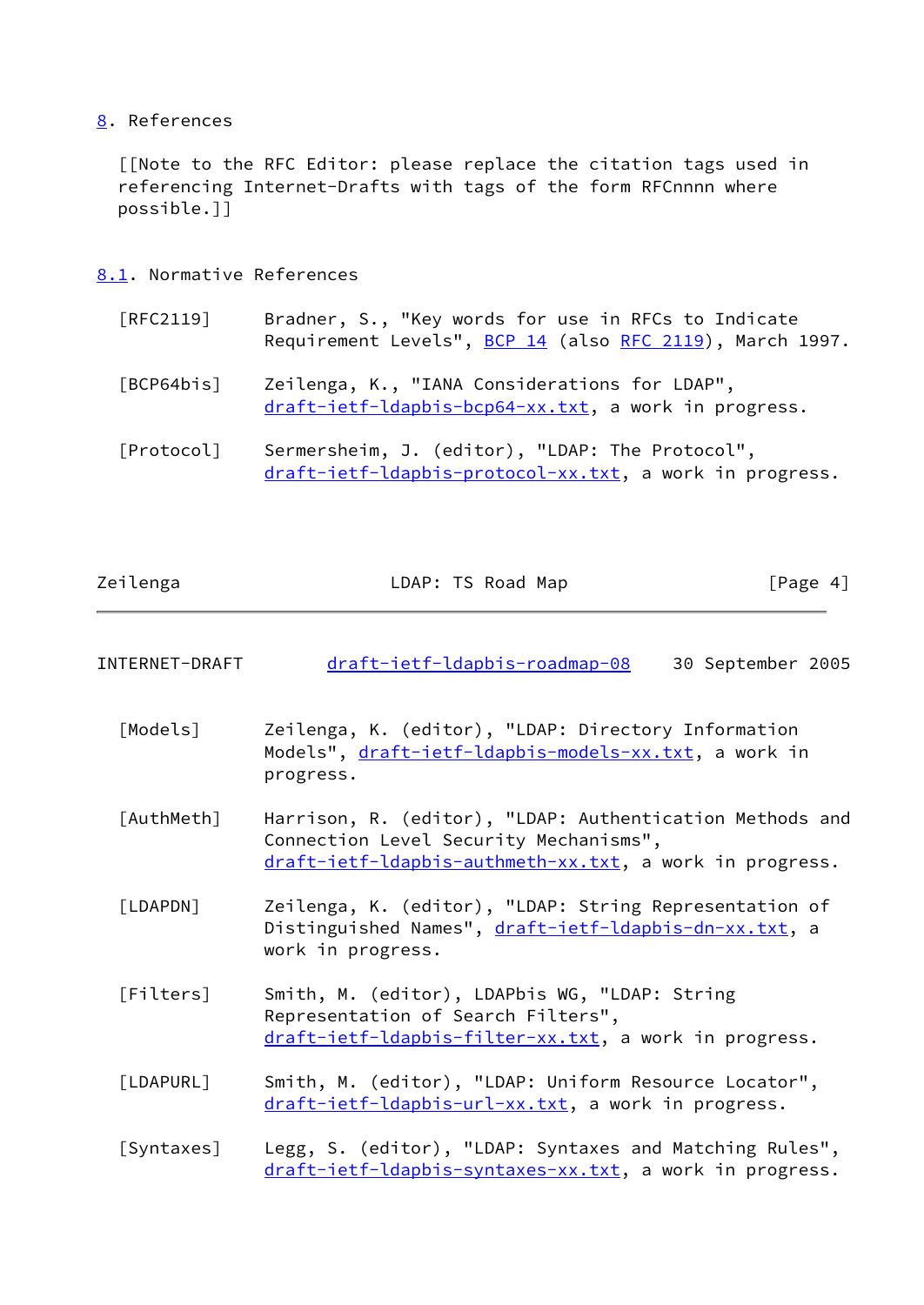## 8. References

[[Note to the RFC Editor: please replace the citation tags used in referencing Internet-Drafts with tags of the form RFCnnnn where possible.]]

### 8.1. Normative References

[RFC2119] Bradner, S., "Key words for use in RFCs to Indicate Requirement Levels", BCP 14 (also RFC 2119), March 1997.

[BCP64bis] Zeilenga, K., "IANA Considerations for LDAP", draft-ietf-ldapbis-bcp64-xx.txt, a work in progress.

[Protocol] Sermersheim, J. (editor), "LDAP: The Protocol", draft-ietf-ldapbis-protocol-xx.txt, a work in progress.

[Models] Zeilenga, K. (editor), "LDAP: Directory Information Models", draft-ietf-ldapbis-models-xx.txt, a work in progress.

[AuthMeth] Harrison, R. (editor), "LDAP: Authentication Methods and Connection Level Security Mechanisms", draft-ietf-ldapbis-authmeth-xx.txt, a work in progress.

[LDAPDN] Zeilenga, K. (editor), "LDAP: String Representation of Distinguished Names", draft-ietf-ldapbis-dn-xx.txt, a work in progress.

[Filters] Smith, M. (editor), LDAPbis WG, "LDAP: String Representation of Search Filters", draft-ietf-ldapbis-filter-xx.txt, a work in progress.

[LDAPURL] Smith, M. (editor), "LDAP: Uniform Resource Locator", draft-ietf-ldapbis-url-xx.txt, a work in progress.

[Syntaxes] Legg, S. (editor), "LDAP: Syntaxes and Matching Rules", draft-ietf-ldapbis-syntaxes-xx.txt, a work in progress.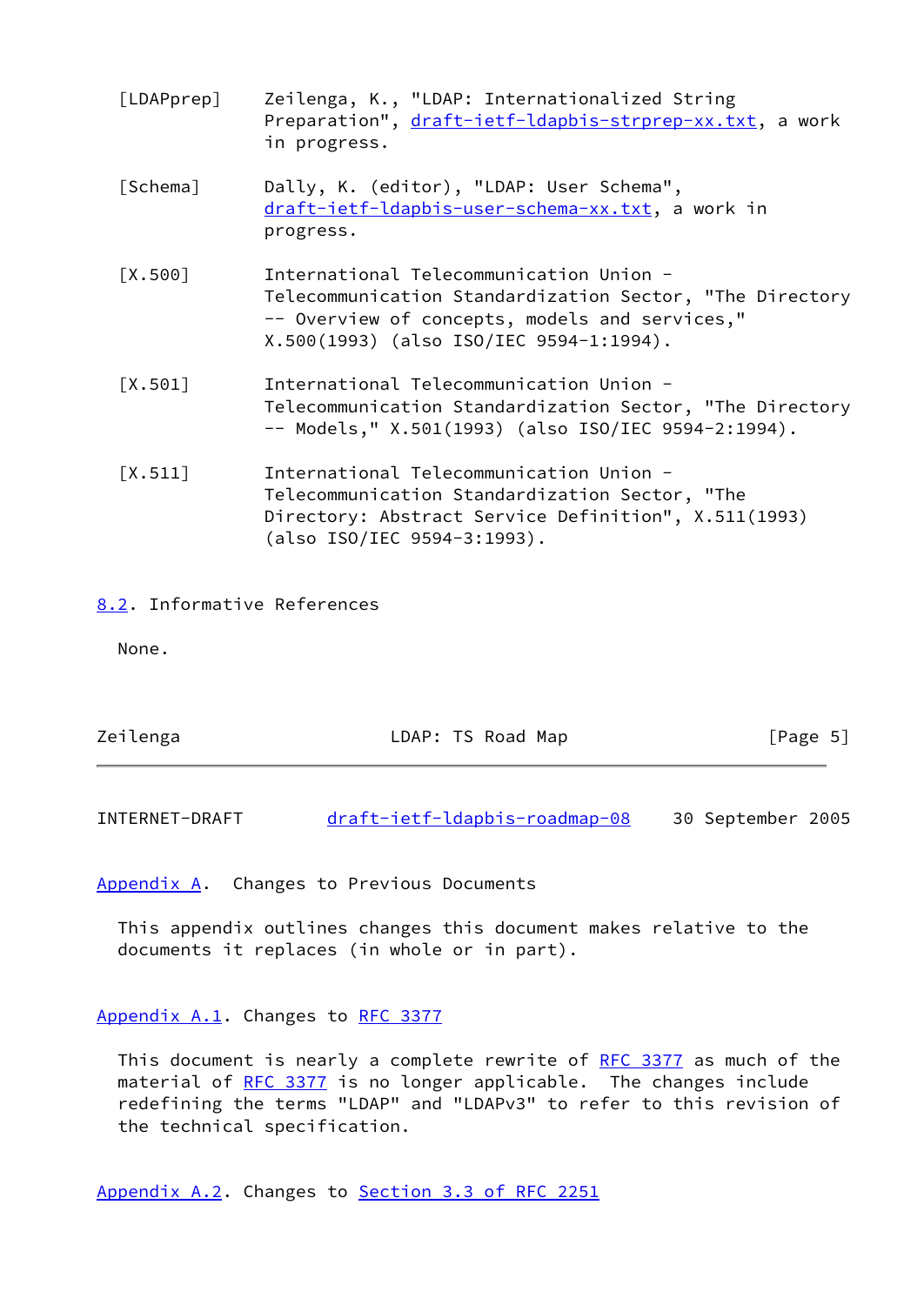[LDAPprep] Zeilenga, K., "LDAP: Internationalized String Preparation", draft-ietf-ldapbis-strprep-xx.txt, a work in progress.

[Schema] Dally, K. (editor), "LDAP: User Schema", draft-ietf-ldapbis-user-schema-xx.txt, a work in progress.

[X.500] International Telecommunication Union - Telecommunication Standardization Sector, "The Directory -- Overview of concepts, models and services," X.500(1993) (also ISO/IEC 9594-1:1994).

[X.501] International Telecommunication Union - Telecommunication Standardization Sector, "The Directory -- Models," X.501(1993) (also ISO/IEC 9594-2:1994).

[X.511] International Telecommunication Union - Telecommunication Standardization Sector, "The Directory: Abstract Service Definition", X.511(1993) (also ISO/IEC 9594-3:1993).

### 8.2. Informative References

None.

## Appendix A. Changes to Previous Documents

This appendix outlines changes this document makes relative to the documents it replaces (in whole or in part).

### Appendix A.1. Changes to RFC 3377

This document is nearly a complete rewrite of RFC 3377 as much of the material of RFC 3377 is no longer applicable. The changes include redefining the terms "LDAP" and "LDAPv3" to refer to this revision of the technical specification.

### Appendix A.2. Changes to Section 3.3 of RFC 2251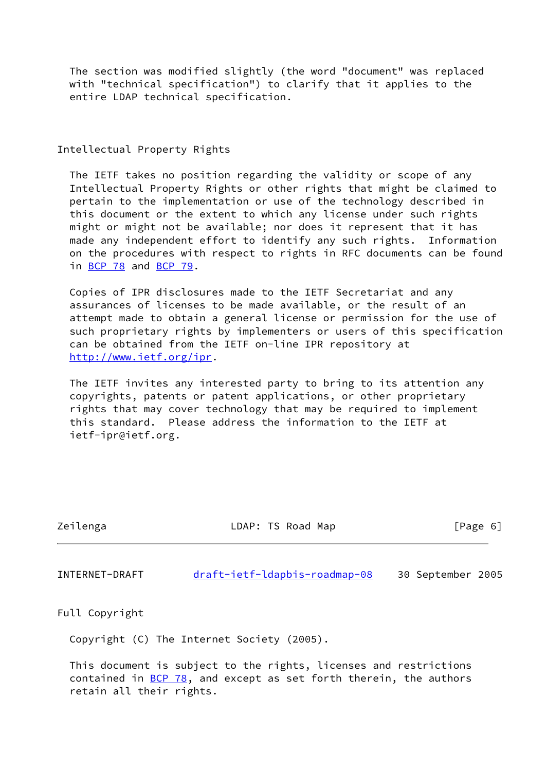The section was modified slightly (the word "document" was replaced with "technical specification") to clarify that it applies to the entire LDAP technical specification.

## Intellectual Property Rights

The IETF takes no position regarding the validity or scope of any Intellectual Property Rights or other rights that might be claimed to pertain to the implementation or use of the technology described in this document or the extent to which any license under such rights might or might not be available; nor does it represent that it has made any independent effort to identify any such rights. Information on the procedures with respect to rights in RFC documents can be found in BCP 78 and BCP 79.

Copies of IPR disclosures made to the IETF Secretariat and any assurances of licenses to be made available, or the result of an attempt made to obtain a general license or permission for the use of such proprietary rights by implementers or users of this specification can be obtained from the IETF on-line IPR repository at http://www.ietf.org/ipr.

The IETF invites any interested party to bring to its attention any copyrights, patents or patent applications, or other proprietary rights that may cover technology that may be required to implement this standard. Please address the information to the IETF at ietf-ipr@ietf.org.

## Full Copyright

Copyright (C) The Internet Society (2005).

This document is subject to the rights, licenses and restrictions contained in BCP 78, and except as set forth therein, the authors retain all their rights.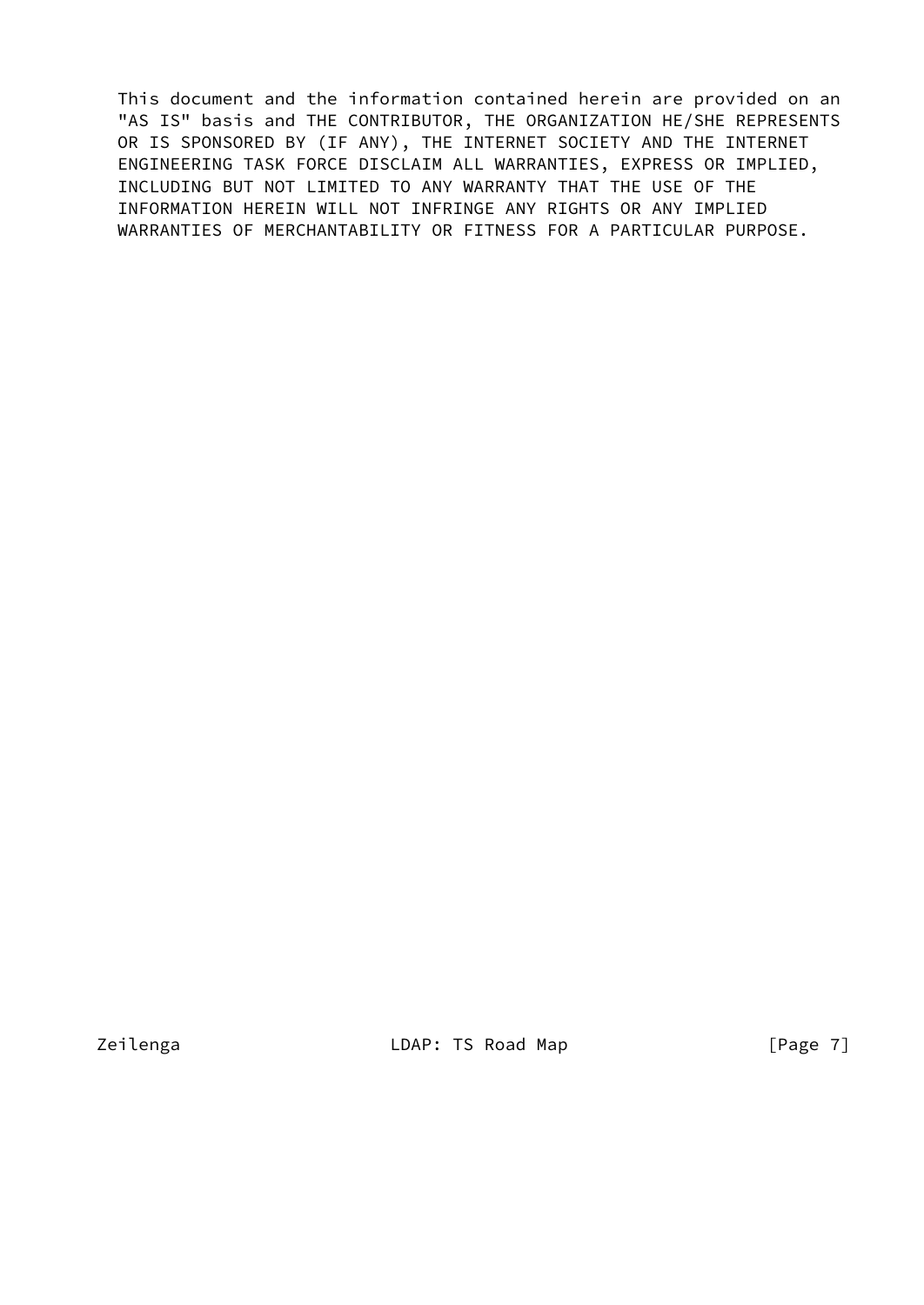This document and the information contained herein are provided on an "AS IS" basis and THE CONTRIBUTOR, THE ORGANIZATION HE/SHE REPRESENTS OR IS SPONSORED BY (IF ANY), THE INTERNET SOCIETY AND THE INTERNET ENGINEERING TASK FORCE DISCLAIM ALL WARRANTIES, EXPRESS OR IMPLIED, INCLUDING BUT NOT LIMITED TO ANY WARRANTY THAT THE USE OF THE INFORMATION HEREIN WILL NOT INFRINGE ANY RIGHTS OR ANY IMPLIED WARRANTIES OF MERCHANTABILITY OR FITNESS FOR A PARTICULAR PURPOSE.